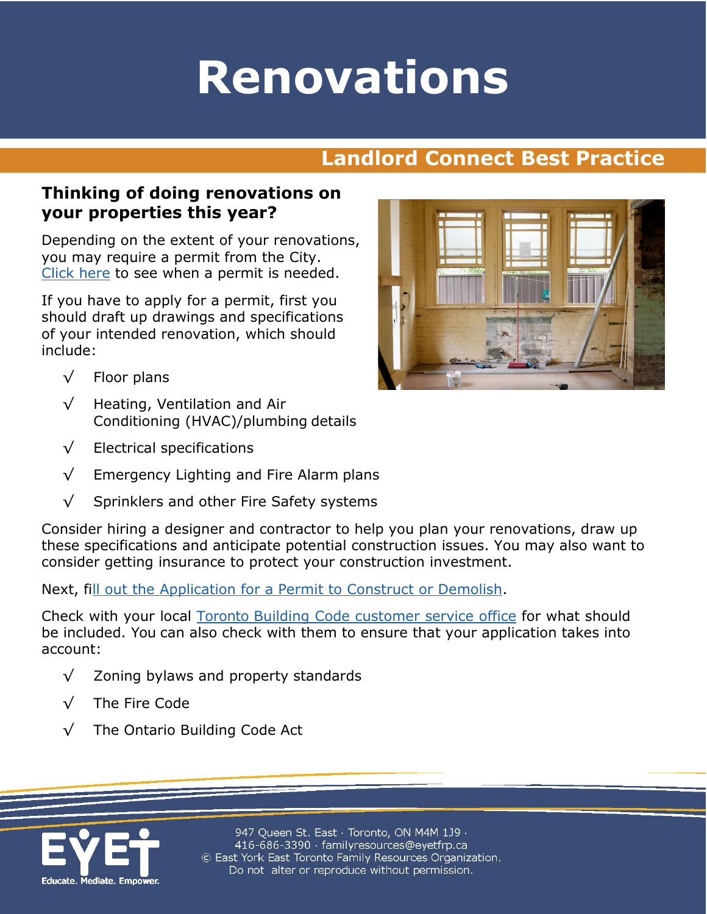# Renovations

## Landlord Connect Best Practice

### Thinking of doing renovations on your properties this year?

Depending on the extent of your renovations, you may require a permit from the City. Click here to see when a permit is needed.

If you have to apply for a permit, first you should draft up drawings and specifications of your intended renovation, which should include:

- √ Floor plans
- √ Heating, Ventilation and Air Conditioning (HVAC)/plumbing details
- √ Electrical specifications
- √ Emergency Lighting and Fire Alarm plans
- √ Sprinklers and other Fire Safety systems

Consider hiring a designer and contractor to help you plan your renovations, draw up these specifications and anticipate potential construction issues. You may also want to consider getting insurance to protect your construction investment.

Next, fill out the Application for a Permit to Construct or Demolish.

Check with your local Toronto Building Code customer service office for what should be included. You can also check with them to ensure that your application takes into account:

- √ Zoning bylaws and property standards
- √ The Fire Code
- √ The Ontario Building Code Act

EYET Educate. Mediate. Empower.

947 Queen St. East · Toronto, ON M4M 1J9 · 416-686-3390 · familyresources@eyetfrp.ca
© East York East Toronto Family Resources Organization. Do not alter or reproduce without permission.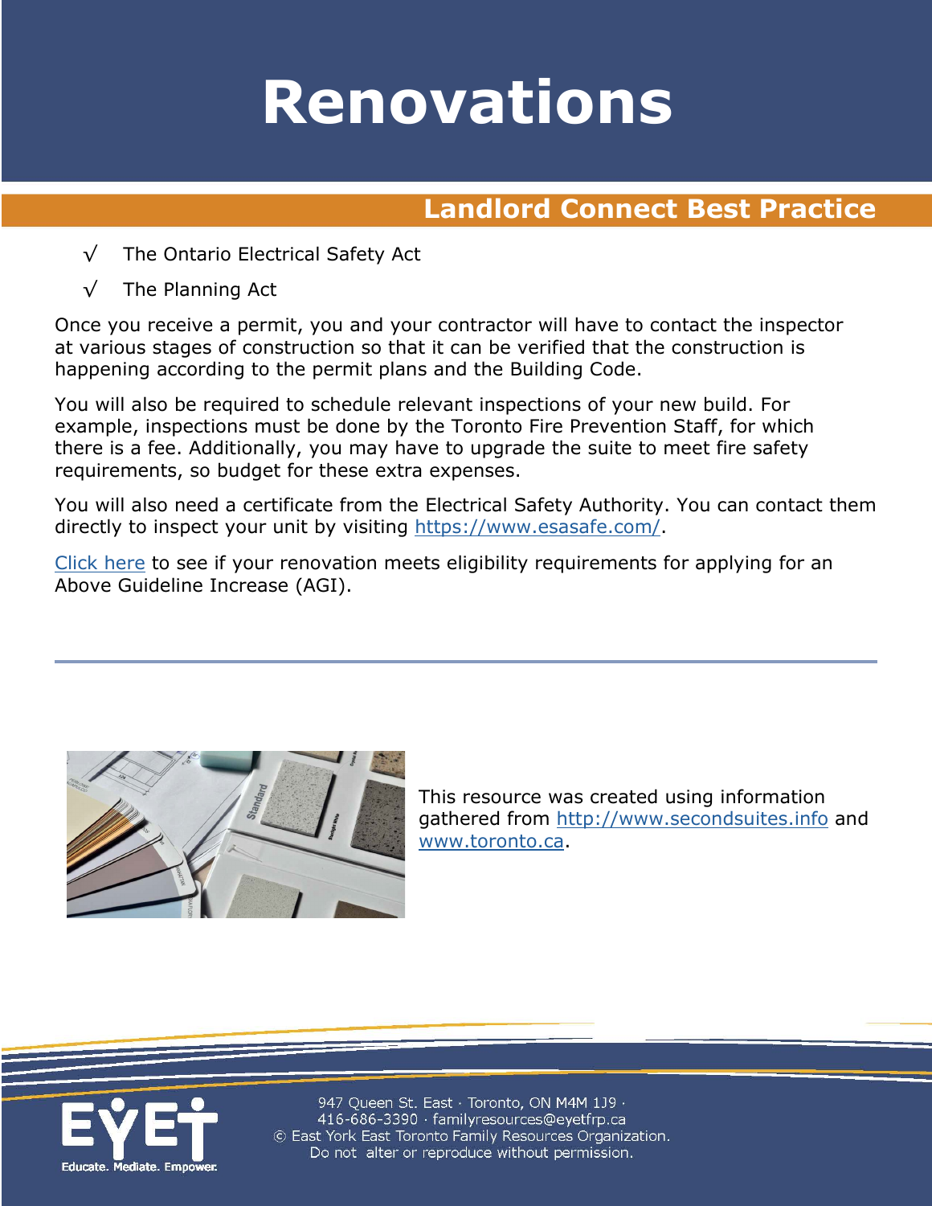# Renovations

## Landlord Connect Best Practice

- √ The Ontario Electrical Safety Act
- √ The Planning Act

Once you receive a permit, you and your contractor will have to contact the inspector at various stages of construction so that it can be verified that the construction is happening according to the permit plans and the Building Code.

You will also be required to schedule relevant inspections of your new build. For example, inspections must be done by the Toronto Fire Prevention Staff, for which there is a fee. Additionally, you may have to upgrade the suite to meet fire safety requirements, so budget for these extra expenses.

You will also need a certificate from the Electrical Safety Authority. You can contact them directly to inspect your unit by visiting https://www.esasafe.com/.

Click here to see if your renovation meets eligibility requirements for applying for an Above Guideline Increase (AGI).

---

This resource was created using information gathered from http://www.secondsuites.info and www.toronto.ca.

947 Queen St. East · Toronto, ON M4M 1J9 · 416-686-3390 · familyresources@eyetfrp.ca
© East York East Toronto Family Resources Organization. Do not alter or reproduce without permission.

EYET Educate. Mediate. Empower.